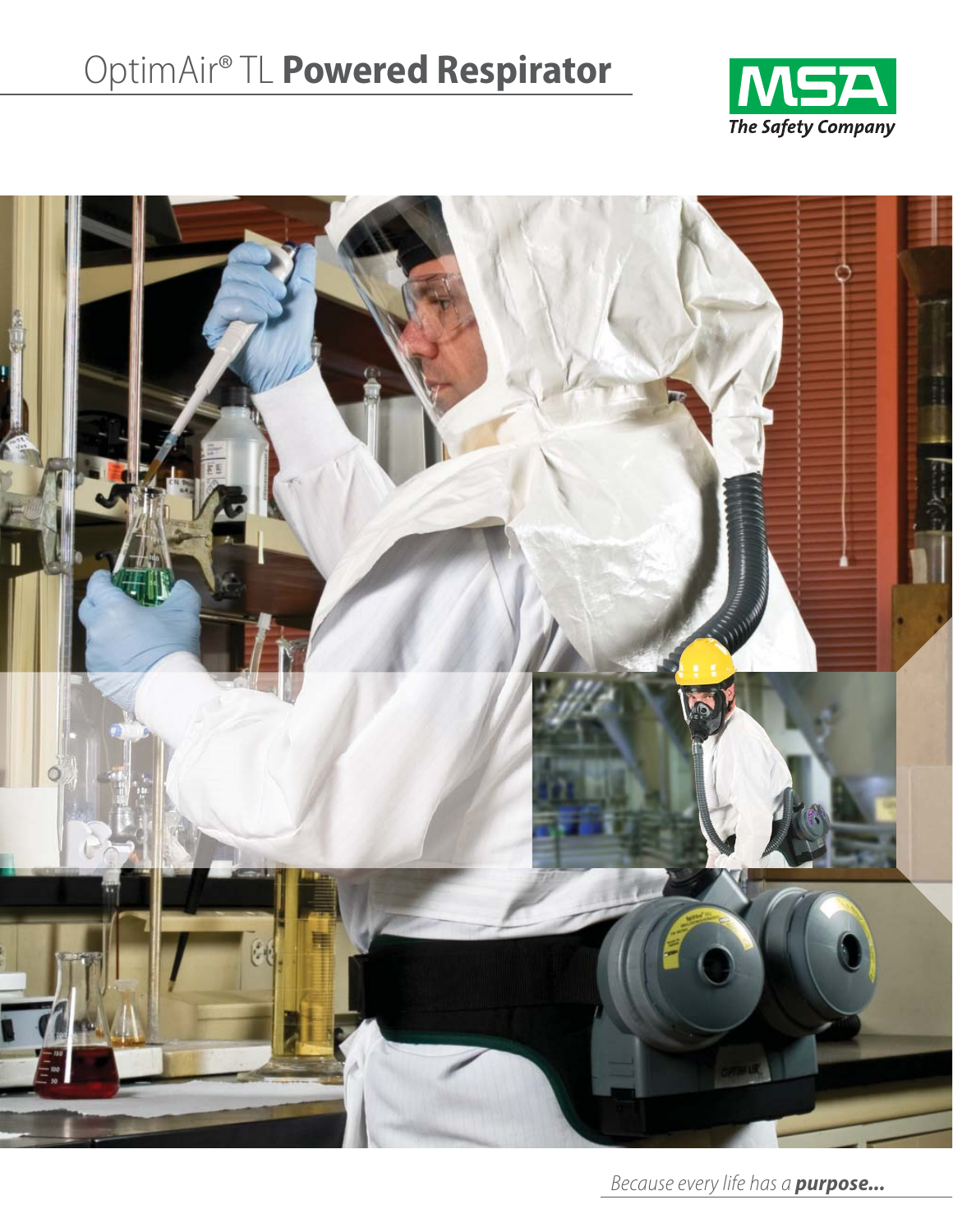# OptimAir® TL **Powered Respirator**

**MSA**
*The Safety Company*

*Because every life has a* ***purpose...***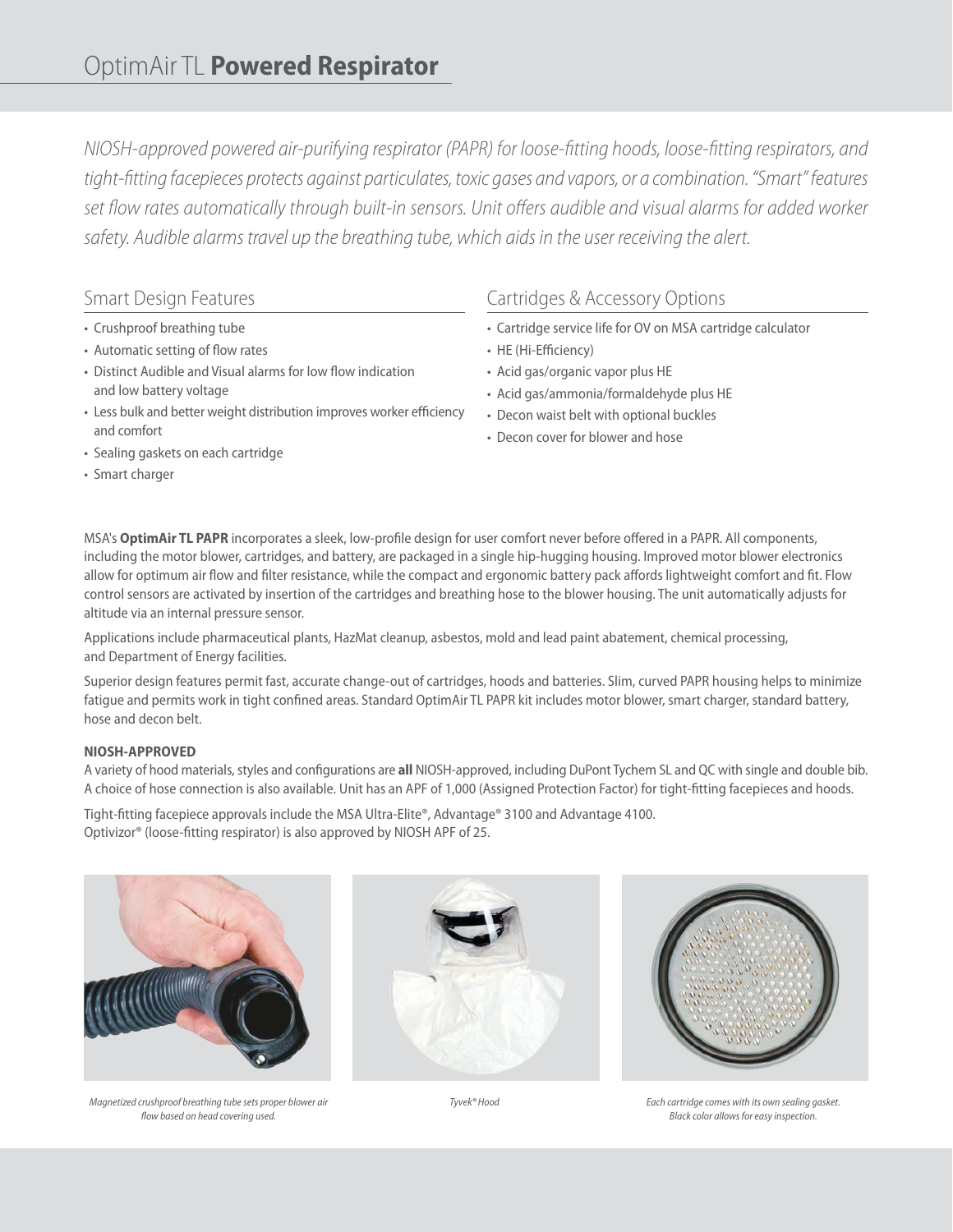# OptimAir TL **Powered Respirator**

*NIOSH-approved powered air-purifying respirator (PAPR) for loose-fitting hoods, loose-fitting respirators, and tight-fitting facepieces protects against particulates, toxic gases and vapors, or a combination. "Smart" features set flow rates automatically through built-in sensors. Unit offers audible and visual alarms for added worker safety. Audible alarms travel up the breathing tube, which aids in the user receiving the alert.*

## Smart Design Features

- Crushproof breathing tube
- Automatic setting of flow rates
- Distinct Audible and Visual alarms for low flow indication and low battery voltage
- Less bulk and better weight distribution improves worker efficiency and comfort
- Sealing gaskets on each cartridge
- Smart charger

## Cartridges & Accessory Options

- Cartridge service life for OV on MSA cartridge calculator
- HE (Hi-Efficiency)
- Acid gas/organic vapor plus HE
- Acid gas/ammonia/formaldehyde plus HE
- Decon waist belt with optional buckles
- Decon cover for blower and hose

MSA's **OptimAir TL PAPR** incorporates a sleek, low-profile design for user comfort never before offered in a PAPR. All components, including the motor blower, cartridges, and battery, are packaged in a single hip-hugging housing. Improved motor blower electronics allow for optimum air flow and filter resistance, while the compact and ergonomic battery pack affords lightweight comfort and fit. Flow control sensors are activated by insertion of the cartridges and breathing hose to the blower housing. The unit automatically adjusts for altitude via an internal pressure sensor.

Applications include pharmaceutical plants, HazMat cleanup, asbestos, mold and lead paint abatement, chemical processing, and Department of Energy facilities.

Superior design features permit fast, accurate change-out of cartridges, hoods and batteries. Slim, curved PAPR housing helps to minimize fatigue and permits work in tight confined areas. Standard OptimAir TL PAPR kit includes motor blower, smart charger, standard battery, hose and decon belt.

**NIOSH-APPROVED**

A variety of hood materials, styles and configurations are **all** NIOSH-approved, including DuPont Tychem SL and QC with single and double bib. A choice of hose connection is also available. Unit has an APF of 1,000 (Assigned Protection Factor) for tight-fitting facepieces and hoods.

Tight-fitting facepiece approvals include the MSA Ultra-Elite®, Advantage® 3100 and Advantage 4100. Optivizor® (loose-fitting respirator) is also approved by NIOSH APF of 25.

*Magnetized crushproof breathing tube sets proper blower air flow based on head covering used.*

*Tyvek® Hood*

*Each cartridge comes with its own sealing gasket. Black color allows for easy inspection.*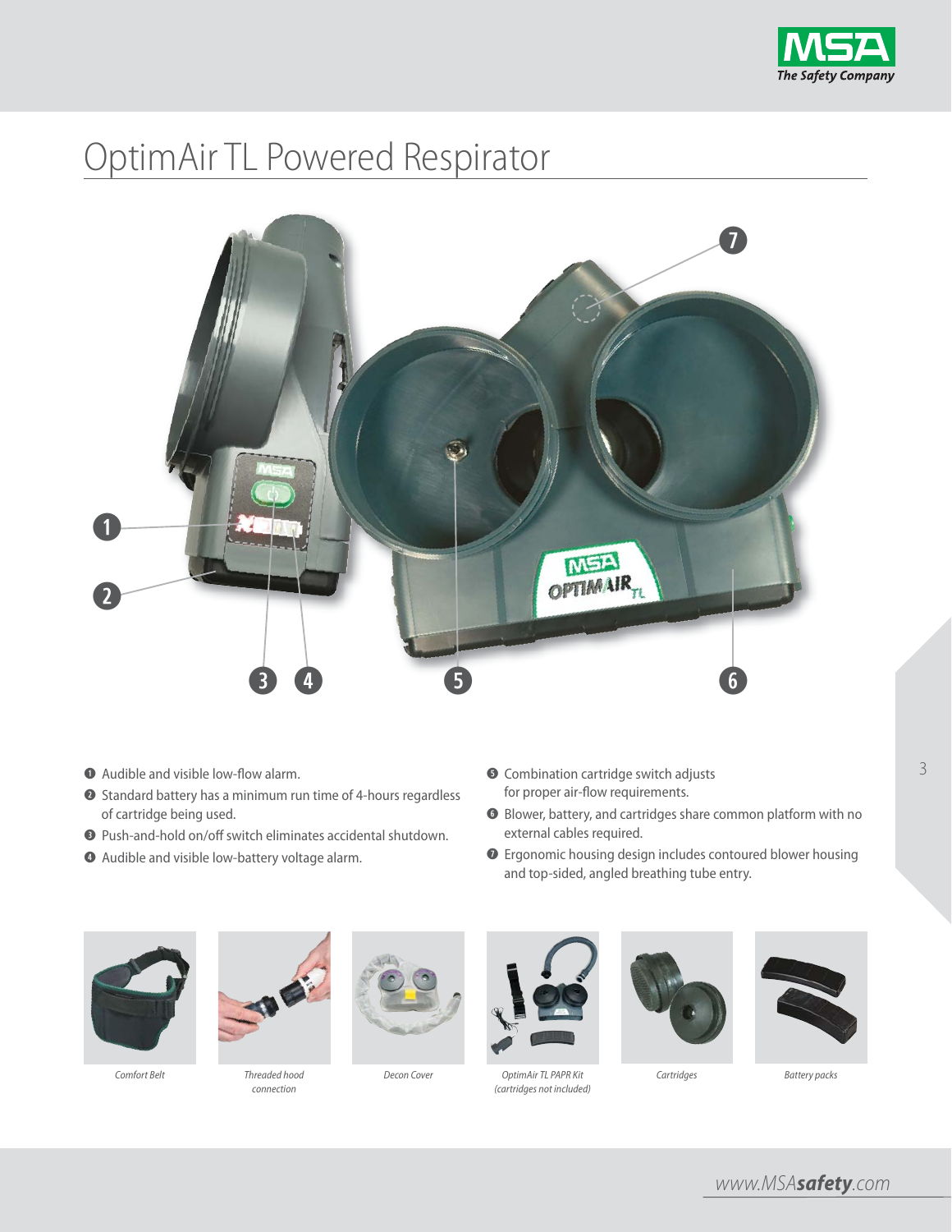# OptimAir TL Powered Respirator

1. Audible and visible low-flow alarm.
2. Standard battery has a minimum run time of 4-hours regardless of cartridge being used.
3. Push-and-hold on/off switch eliminates accidental shutdown.
4. Audible and visible low-battery voltage alarm.
5. Combination cartridge switch adjusts for proper air-flow requirements.
6. Blower, battery, and cartridges share common platform with no external cables required.
7. Ergonomic housing design includes contoured blower housing and top-sided, angled breathing tube entry.

*Comfort Belt*

*Threaded hood connection*

*Decon Cover*

*OptimAir TL PAPR Kit (cartridges not included)*

*Cartridges*

*Battery packs*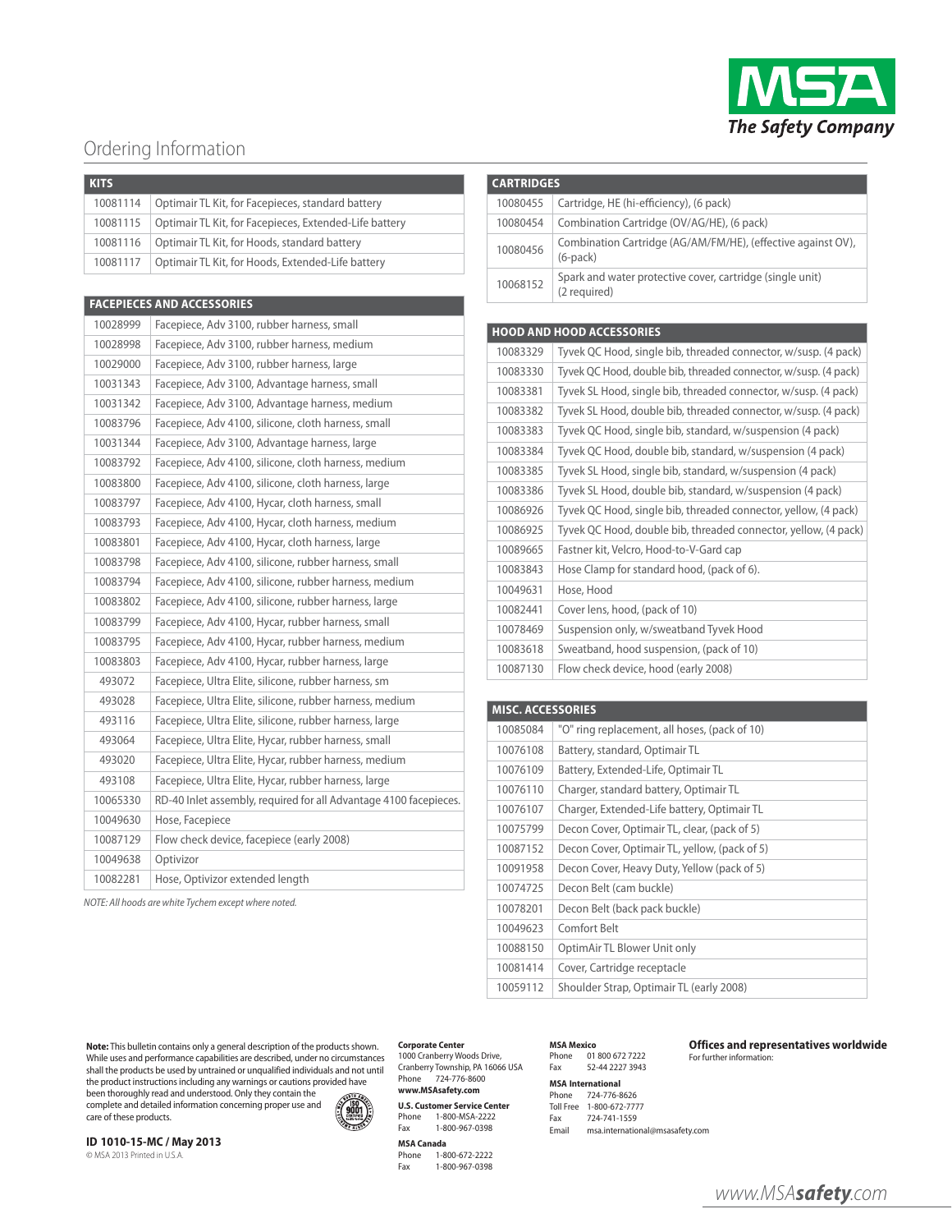MSA The Safety Company

# Ordering Information

| KITS | |
|---|---|
| 10081114 | Optimair TL Kit, for Facepieces, standard battery |
| 10081115 | Optimair TL Kit, for Facepieces, Extended-Life battery |
| 10081116 | Optimair TL Kit, for Hoods, standard battery |
| 10081117 | Optimair TL Kit, for Hoods, Extended-Life battery |

| FACEPIECES AND ACCESSORIES | |
|---|---|
| 10028999 | Facepiece, Adv 3100, rubber harness, small |
| 10028998 | Facepiece, Adv 3100, rubber harness, medium |
| 10029000 | Facepiece, Adv 3100, rubber harness, large |
| 10031343 | Facepiece, Adv 3100, Advantage harness, small |
| 10031342 | Facepiece, Adv 3100, Advantage harness, medium |
| 10083796 | Facepiece, Adv 4100, silicone, cloth harness, small |
| 10031344 | Facepiece, Adv 3100, Advantage harness, large |
| 10083792 | Facepiece, Adv 4100, silicone, cloth harness, medium |
| 10083800 | Facepiece, Adv 4100, silicone, cloth harness, large |
| 10083797 | Facepiece, Adv 4100, Hycar, cloth harness, small |
| 10083793 | Facepiece, Adv 4100, Hycar, cloth harness, medium |
| 10083801 | Facepiece, Adv 4100, Hycar, cloth harness, large |
| 10083798 | Facepiece, Adv 4100, silicone, rubber harness, small |
| 10083794 | Facepiece, Adv 4100, silicone, rubber harness, medium |
| 10083802 | Facepiece, Adv 4100, silicone, rubber harness, large |
| 10083799 | Facepiece, Adv 4100, Hycar, rubber harness, small |
| 10083795 | Facepiece, Adv 4100, Hycar, rubber harness, medium |
| 10083803 | Facepiece, Adv 4100, Hycar, rubber harness, large |
| 493072 | Facepiece, Ultra Elite, silicone, rubber harness, sm |
| 493028 | Facepiece, Ultra Elite, silicone, rubber harness, medium |
| 493116 | Facepiece, Ultra Elite, silicone, rubber harness, large |
| 493064 | Facepiece, Ultra Elite, Hycar, rubber harness, small |
| 493020 | Facepiece, Ultra Elite, Hycar, rubber harness, medium |
| 493108 | Facepiece, Ultra Elite, Hycar, rubber harness, large |
| 10065330 | RD-40 Inlet assembly, required for all Advantage 4100 facepieces. |
| 10049630 | Hose, Facepiece |
| 10087129 | Flow check device, facepiece (early 2008) |
| 10049638 | Optivizor |
| 10082281 | Hose, Optivizor extended length |

*NOTE: All hoods are white Tychem except where noted.*

| CARTRIDGES | |
|---|---|
| 10080455 | Cartridge, HE (hi-efficiency), (6 pack) |
| 10080454 | Combination Cartridge (OV/AG/HE), (6 pack) |
| 10080456 | Combination Cartridge (AG/AM/FM/HE), (effective against OV), (6-pack) |
| 10068152 | Spark and water protective cover, cartridge (single unit) (2 required) |

| HOOD AND HOOD ACCESSORIES | |
|---|---|
| 10083329 | Tyvek QC Hood, single bib, threaded connector, w/susp. (4 pack) |
| 10083330 | Tyvek QC Hood, double bib, threaded connector, w/susp. (4 pack) |
| 10083381 | Tyvek SL Hood, single bib, threaded connector, w/susp. (4 pack) |
| 10083382 | Tyvek SL Hood, double bib, threaded connector, w/susp. (4 pack) |
| 10083383 | Tyvek QC Hood, single bib, standard, w/suspension (4 pack) |
| 10083384 | Tyvek QC Hood, double bib, standard, w/suspension (4 pack) |
| 10083385 | Tyvek SL Hood, single bib, standard, w/suspension (4 pack) |
| 10083386 | Tyvek SL Hood, double bib, standard, w/suspension (4 pack) |
| 10086926 | Tyvek QC Hood, single bib, threaded connector, yellow, (4 pack) |
| 10086925 | Tyvek QC Hood, double bib, threaded connector, yellow, (4 pack) |
| 10089665 | Fastner kit, Velcro, Hood-to-V-Gard cap |
| 10083843 | Hose Clamp for standard hood, (pack of 6). |
| 10049631 | Hose, Hood |
| 10082441 | Cover lens, hood, (pack of 10) |
| 10078469 | Suspension only, w/sweatband Tyvek Hood |
| 10083618 | Sweatband, hood suspension, (pack of 10) |
| 10087130 | Flow check device, hood (early 2008) |

| MISC. ACCESSORIES | |
|---|---|
| 10085084 | "O" ring replacement, all hoses, (pack of 10) |
| 10076108 | Battery, standard, Optimair TL |
| 10076109 | Battery, Extended-Life, Optimair TL |
| 10076110 | Charger, standard battery, Optimair TL |
| 10076107 | Charger, Extended-Life battery, Optimair TL |
| 10075799 | Decon Cover, Optimair TL, clear, (pack of 5) |
| 10087152 | Decon Cover, Optimair TL, yellow, (pack of 5) |
| 10091958 | Decon Cover, Heavy Duty, Yellow (pack of 5) |
| 10074725 | Decon Belt (cam buckle) |
| 10078201 | Decon Belt (back pack buckle) |
| 10049623 | Comfort Belt |
| 10088150 | OptimAir TL Blower Unit only |
| 10081414 | Cover, Cartridge receptacle |
| 10059112 | Shoulder Strap, Optimair TL (early 2008) |

**Note:** This bulletin contains only a general description of the products shown. While uses and performance capabilities are described, under no circumstances shall the products be used by untrained or unqualified individuals and not until the product instructions including any warnings or cautions provided have been thoroughly read and understood. Only they contain the complete and detailed information concerning proper use and care of these products.

**ID 1010-15-MC / May 2013**
© MSA 2013 Printed in U.S.A.

**Corporate Center**
1000 Cranberry Woods Drive,
Cranberry Township, PA 16066 USA
Phone 724-776-8600
**www.MSAsafety.com**

**U.S. Customer Service Center**
Phone 1-800-MSA-2222
Fax 1-800-967-0398

**MSA Canada**
Phone 1-800-672-2222
Fax 1-800-967-0398

**MSA Mexico**
Phone 01 800 672 7222
Fax 52-44 2227 3943

**MSA International**
Phone 724-776-8626
Toll Free 1-800-672-7777
Fax 724-741-1559
Email msa.international@msasafety.com

**Offices and representatives worldwide**
For further information:

www.MSA**safety**.com